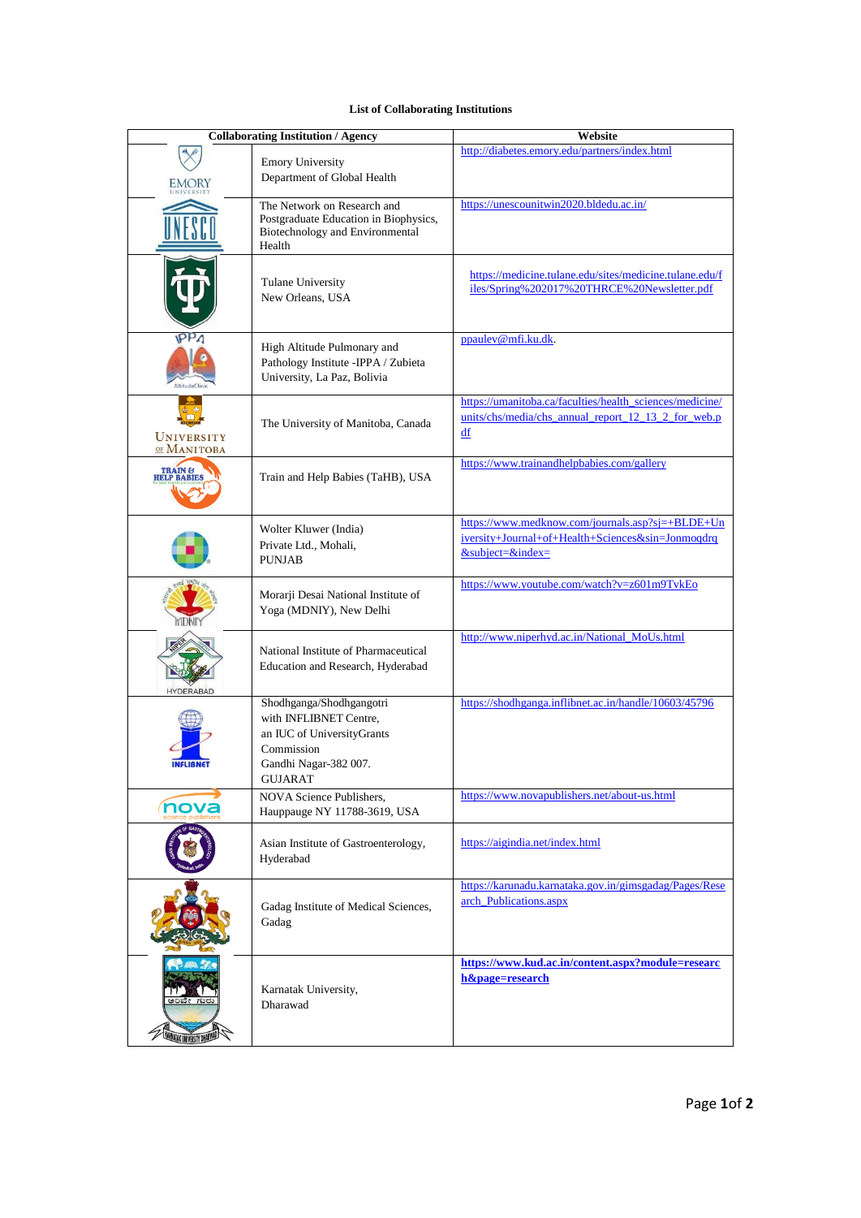**List of Collaborating Institutions**

| Collaborating Institution / Agency | | Website |
| --- | --- | --- |
| EMORY UNIVERSITY | Emory University<br>Department of Global Health | http://diabetes.emory.edu/partners/index.html |
| UNESCO | The Network on Research and Postgraduate Education in Biophysics, Biotechnology and Environmental Health | https://unescounitwin2020.bldedu.ac.in/ |
| | Tulane University<br>New Orleans, USA | https://medicine.tulane.edu/sites/medicine.tulane.edu/files/Spring%202017%20THRCE%20Newsletter.pdf |
| IPPA<br>AltitudeClinic | High Altitude Pulmonary and Pathology Institute -IPPA / Zubieta University, La Paz, Bolivia | ppaulev@mfi.ku.dk. |
| UNIVERSITY OF MANITOBA | The University of Manitoba, Canada | https://umanitoba.ca/faculties/health_sciences/medicine/units/chs/media/chs_annual_report_12_13_2_for_web.pdf |
| TRAIN & HELP BABIES | Train and Help Babies (TaHB), USA | https://www.trainandhelpbabies.com/gallery |
| | Wolter Kluwer (India)<br>Private Ltd., Mohali,<br>PUNJAB | https://www.medknow.com/journals.asp?sj=+BLDE+University+Journal+of+Health+Sciences&sin=Jonmoqdrq&subject=&index= |
| MDNIY | Morarji Desai National Institute of Yoga (MDNIY), New Delhi | https://www.youtube.com/watch?v=z601m9TvkEo |
| NIPER HYDERABAD | National Institute of Pharmaceutical Education and Research, Hyderabad | http://www.niperhyd.ac.in/National_MoUs.html |
| INFLIBNET | Shodhganga/Shodhgangotri<br>with INFLIBNET Centre,<br>an IUC of UniversityGrants Commission<br>Gandhi Nagar-382 007.<br>GUJARAT | https://shodhganga.inflibnet.ac.in/handle/10603/45796 |
| nova science publishers | NOVA Science Publishers,<br>Hauppauge NY 11788-3619, USA | https://www.novapublishers.net/about-us.html |
| | Asian Institute of Gastroenterology, Hyderabad | https://aigindia.net/index.html |
| | Gadag Institute of Medical Sciences, Gadag | https://karunadu.karnataka.gov.in/gimsgadag/Pages/Research_Publications.aspx |
| KARNATAK UNIVERSITY DHARWAD | Karnatak University,<br>Dharawad | **https://www.kud.ac.in/content.aspx?module=research&page=research** |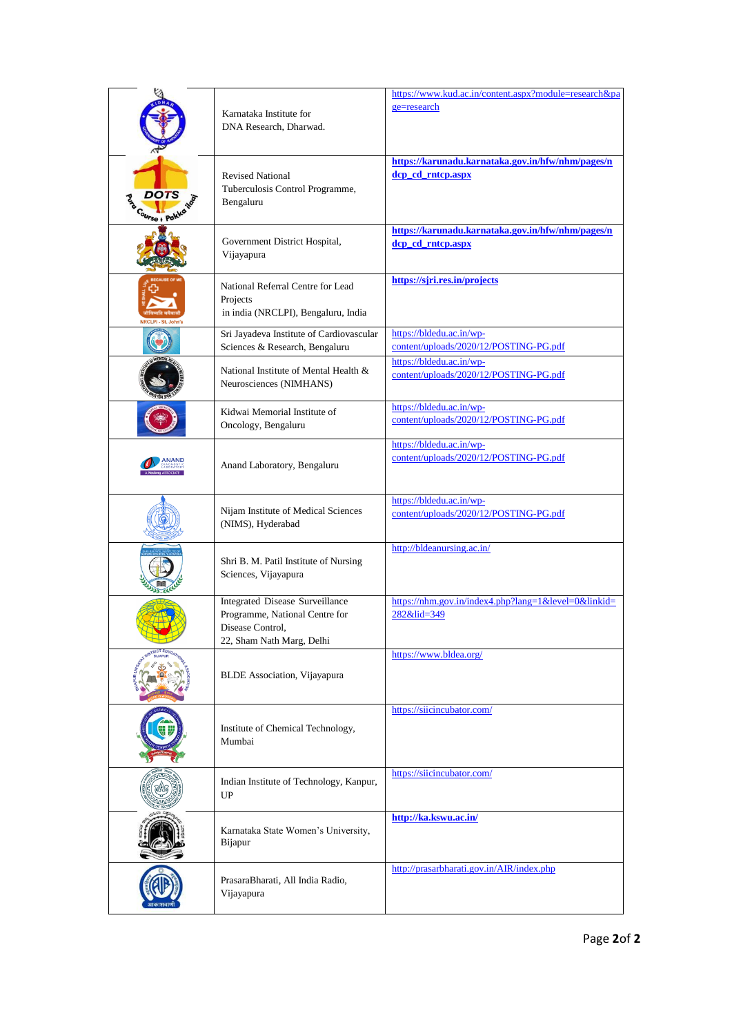| | | |
|---|---|---|
| | Karnataka Institute for DNA Research, Dharwad. | https://www.kud.ac.in/content.aspx?module=research&page=research |
| | Revised National Tuberculosis Control Programme, Bengaluru | **https://karunadu.karnataka.gov.in/hfw/nhm/pages/ndcp_cd_rntcp.aspx** |
| | Government District Hospital, Vijayapura | **https://karunadu.karnataka.gov.in/hfw/nhm/pages/ndcp_cd_rntcp.aspx** |
| | National Referral Centre for Lead Projects in india (NRCLPI), Bengaluru, India | **https://sjri.res.in/projects** |
| | Sri Jayadeva Institute of Cardiovascular Sciences & Research, Bengaluru | https://bldedu.ac.in/wp-content/uploads/2020/12/POSTING-PG.pdf |
| | National Institute of Mental Health & Neurosciences (NIMHANS) | https://bldedu.ac.in/wp-content/uploads/2020/12/POSTING-PG.pdf |
| | Kidwai Memorial Institute of Oncology, Bengaluru | https://bldedu.ac.in/wp-content/uploads/2020/12/POSTING-PG.pdf |
| | Anand Laboratory, Bengaluru | https://bldedu.ac.in/wp-content/uploads/2020/12/POSTING-PG.pdf |
| | Nijam Institute of Medical Sciences (NIMS), Hyderabad | https://bldedu.ac.in/wp-content/uploads/2020/12/POSTING-PG.pdf |
| | Shri B. M. Patil Institute of Nursing Sciences, Vijayapura | http://bldeanursing.ac.in/ |
| | Integrated Disease Surveillance Programme, National Centre for Disease Control, 22, Sham Nath Marg, Delhi | https://nhm.gov.in/index4.php?lang=1&level=0&linkid=282&lid=349 |
| | BLDE Association, Vijayapura | https://www.bldea.org/ |
| | Institute of Chemical Technology, Mumbai | https://siicincubator.com/ |
| | Indian Institute of Technology, Kanpur, UP | https://siicincubator.com/ |
| | Karnataka State Women's University, Bijapur | **http://ka.kswu.ac.in/** |
| | PrasaraBharati, All India Radio, Vijayapura | http://prasarbharati.gov.in/AIR/index.php |